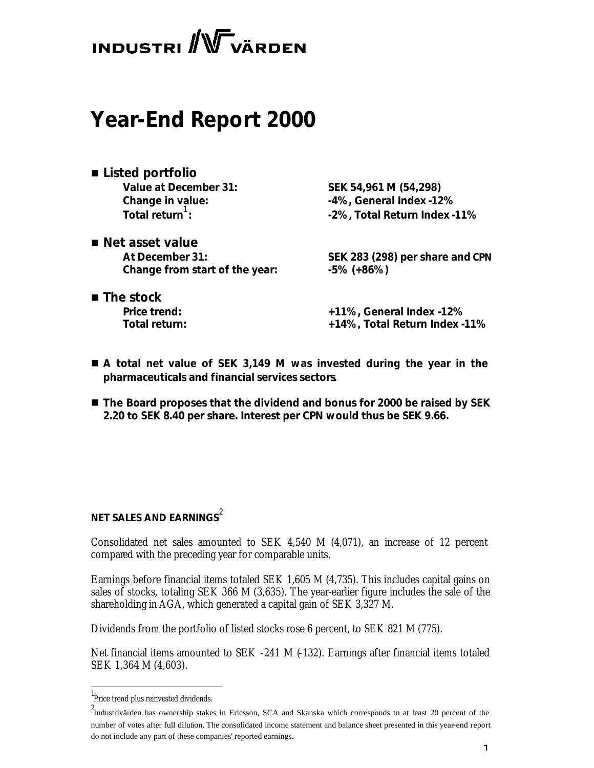INDUSTRI VÄRDEN

# Year-End Report 2000

- **Listed portfolio**

| | |
|---|---|
| **Value at December 31:** | **SEK 54,961 M (54,298)** |
| **Change in value:** | **-4%, General Index -12%** |
| **Total return[1]:** | **-2%, Total Return Index -11%** |

- **Net asset value**

| | |
|---|---|
| **At December 31:** | **SEK 283 (298) per share and CPN** |
| **Change from start of the year:** | **-5% (+86%)** |

- **The stock**

| | |
|---|---|
| **Price trend:** | **+11%, General Index -12%** |
| **Total return:** | **+14%, Total Return Index -11%** |

- **A total net value of SEK 3,149 M was invested during the year in the pharmaceuticals and financial services sectors.**

- **The Board proposes that the dividend and bonus for 2000 be raised by SEK 2.20 to SEK 8.40 per share. Interest per CPN would thus be SEK 9.66.**

## NET SALES AND EARNINGS[2]

Consolidated net sales amounted to SEK 4,540 M (4,071), an increase of 12 percent compared with the preceding year for comparable units.

Earnings before financial items totaled SEK 1,605 M (4,735). This includes capital gains on sales of stocks, totaling SEK 366 M (3,635). The year-earlier figure includes the sale of the shareholding in AGA, which generated a capital gain of SEK 3,327 M.

Dividends from the portfolio of listed stocks rose 6 percent, to SEK 821 M (775).

Net financial items amounted to SEK -241 M (-132). Earnings after financial items totaled SEK 1,364 M (4,603).

---

[1] Price trend plus reinvested dividends.

[2] Industrivärden has ownership stakes in Ericsson, SCA and Skanska which corresponds to at least 20 percent of the number of votes after full dilution. The consolidated income statement and balance sheet presented in this year-end report do not include any part of these companies' reported earnings.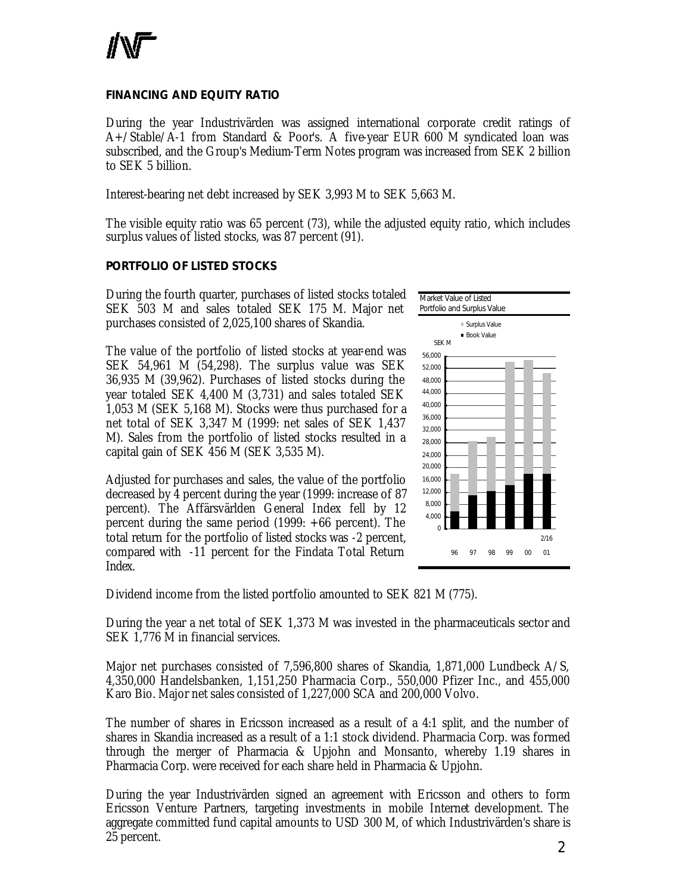## FINANCING AND EQUITY RATIO

During the year Industrivärden was assigned international corporate credit ratings of A+/Stable/A-1 from Standard & Poor's. A five-year EUR 600 M syndicated loan was subscribed, and the Group's Medium-Term Notes program was increased from SEK 2 billion to SEK 5 billion.

Interest-bearing net debt increased by SEK 3,993 M to SEK 5,663 M.

The visible equity ratio was 65 percent (73), while the adjusted equity ratio, which includes surplus values of listed stocks, was 87 percent (91).

## PORTFOLIO OF LISTED STOCKS

During the fourth quarter, purchases of listed stocks totaled SEK 503 M and sales totaled SEK 175 M. Major net purchases consisted of 2,025,100 shares of Skandia.

The value of the portfolio of listed stocks at year-end was SEK 54,961 M (54,298). The surplus value was SEK 36,935 M (39,962). Purchases of listed stocks during the year totaled SEK 4,400 M (3,731) and sales totaled SEK 1,053 M (SEK 5,168 M). Stocks were thus purchased for a net total of SEK 3,347 M (1999: net sales of SEK 1,437 M). Sales from the portfolio of listed stocks resulted in a capital gain of SEK 456 M (SEK 3,535 M).

Adjusted for purchases and sales, the value of the portfolio decreased by 4 percent during the year (1999: increase of 87 percent). The Affärsvärlden General Index fell by 12 percent during the same period (1999: +66 percent). The total return for the portfolio of listed stocks was -2 percent, compared with -11 percent for the Findata Total Return Index.

Market Value of Listed Portfolio and Surplus Value

Dividend income from the listed portfolio amounted to SEK 821 M (775).

During the year a net total of SEK 1,373 M was invested in the pharmaceuticals sector and SEK 1,776 M in financial services.

Major net purchases consisted of 7,596,800 shares of Skandia, 1,871,000 Lundbeck A/S, 4,350,000 Handelsbanken, 1,151,250 Pharmacia Corp., 550,000 Pfizer Inc., and 455,000 Karo Bio. Major net sales consisted of 1,227,000 SCA and 200,000 Volvo.

The number of shares in Ericsson increased as a result of a 4:1 split, and the number of shares in Skandia increased as a result of a 1:1 stock dividend. Pharmacia Corp. was formed through the merger of Pharmacia & Upjohn and Monsanto, whereby 1.19 shares in Pharmacia Corp. were received for each share held in Pharmacia & Upjohn.

During the year Industrivärden signed an agreement with Ericsson and others to form Ericsson Venture Partners, targeting investments in mobile Internet development. The aggregate committed fund capital amounts to USD 300 M, of which Industrivärden's share is 25 percent.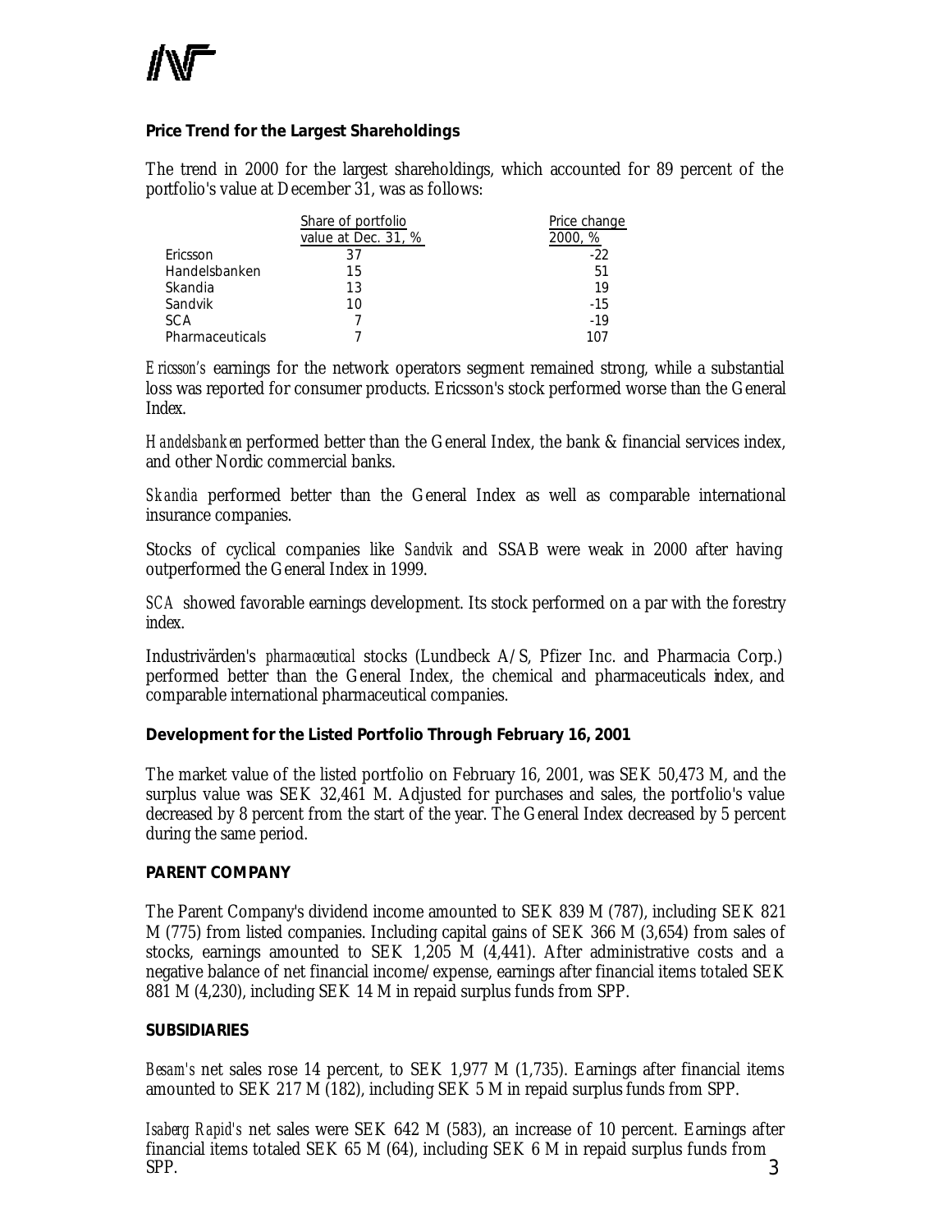**Price Trend for the Largest Shareholdings**

The trend in 2000 for the largest shareholdings, which accounted for 89 percent of the portfolio's value at December 31, was as follows:

| | Share of portfolio value at Dec. 31, % | Price change 2000, % |
|---|---|---|
| Ericsson | 37 | -22 |
| Handelsbanken | 15 | 51 |
| Skandia | 13 | 19 |
| Sandvik | 10 | -15 |
| SCA | 7 | -19 |
| Pharmaceuticals | 7 | 107 |

*Ericsson's* earnings for the network operators segment remained strong, while a substantial loss was reported for consumer products. Ericsson's stock performed worse than the General Index.

*Handelsbanken* performed better than the General Index, the bank & financial services index, and other Nordic commercial banks.

*Skandia* performed better than the General Index as well as comparable international insurance companies.

Stocks of cyclical companies like *Sandvik* and SSAB were weak in 2000 after having outperformed the General Index in 1999.

*SCA* showed favorable earnings development. Its stock performed on a par with the forestry index.

Industrivärden's *pharmaceutical* stocks (Lundbeck A/S, Pfizer Inc. and Pharmacia Corp.) performed better than the General Index, the chemical and pharmaceuticals index, and comparable international pharmaceutical companies.

**Development for the Listed Portfolio Through February 16, 2001**

The market value of the listed portfolio on February 16, 2001, was SEK 50,473 M, and the surplus value was SEK 32,461 M. Adjusted for purchases and sales, the portfolio's value decreased by 8 percent from the start of the year. The General Index decreased by 5 percent during the same period.

**PARENT COMPANY**

The Parent Company's dividend income amounted to SEK 839 M (787), including SEK 821 M (775) from listed companies. Including capital gains of SEK 366 M (3,654) from sales of stocks, earnings amounted to SEK 1,205 M (4,441). After administrative costs and a negative balance of net financial income/expense, earnings after financial items totaled SEK 881 M (4,230), including SEK 14 M in repaid surplus funds from SPP.

**SUBSIDIARIES**

*Besam's* net sales rose 14 percent, to SEK 1,977 M (1,735). Earnings after financial items amounted to SEK 217 M (182), including SEK 5 M in repaid surplus funds from SPP.

*Isaberg Rapid's* net sales were SEK 642 M (583), an increase of 10 percent. Earnings after financial items totaled SEK 65 M (64), including SEK 6 M in repaid surplus funds from SPP.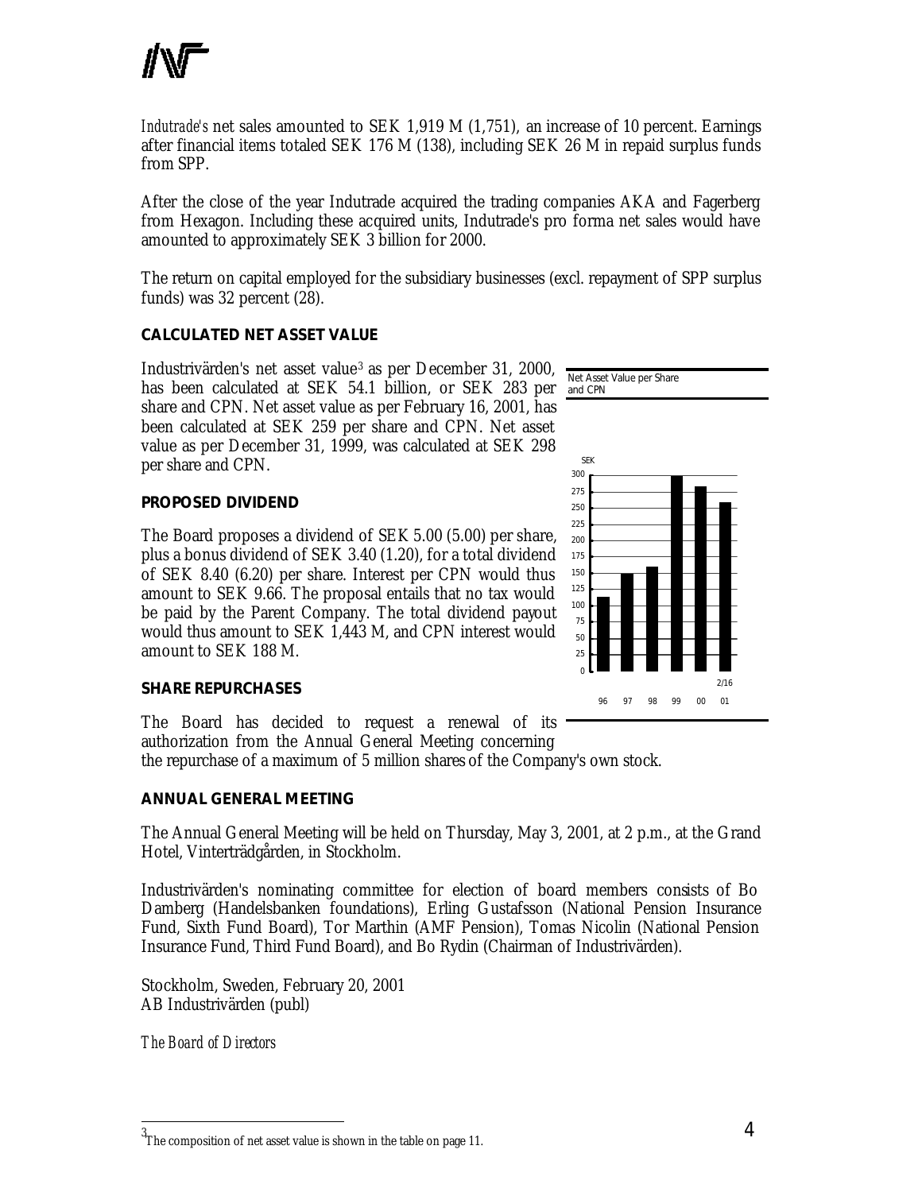*Indutrade's* net sales amounted to SEK 1,919 M (1,751), an increase of 10 percent. Earnings after financial items totaled SEK 176 M (138), including SEK 26 M in repaid surplus funds from SPP.

After the close of the year Indutrade acquired the trading companies AKA and Fagerberg from Hexagon. Including these acquired units, Indutrade's pro forma net sales would have amounted to approximately SEK 3 billion for 2000.

The return on capital employed for the subsidiary businesses (excl. repayment of SPP surplus funds) was 32 percent (28).

## CALCULATED NET ASSET VALUE

Industrivärden's net asset value[3] as per December 31, 2000, has been calculated at SEK 54.1 billion, or SEK 283 per share and CPN. Net asset value as per February 16, 2001, has been calculated at SEK 259 per share and CPN. Net asset value as per December 31, 1999, was calculated at SEK 298 per share and CPN.

## PROPOSED DIVIDEND

The Board proposes a dividend of SEK 5.00 (5.00) per share, plus a bonus dividend of SEK 3.40 (1.20), for a total dividend of SEK 8.40 (6.20) per share. Interest per CPN would thus amount to SEK 9.66. The proposal entails that no tax would be paid by the Parent Company. The total dividend payout would thus amount to SEK 1,443 M, and CPN interest would amount to SEK 188 M.

Net Asset Value per Share and CPN

## SHARE REPURCHASES

The Board has decided to request a renewal of its authorization from the Annual General Meeting concerning the repurchase of a maximum of 5 million shares of the Company's own stock.

## ANNUAL GENERAL MEETING

The Annual General Meeting will be held on Thursday, May 3, 2001, at 2 p.m., at the Grand Hotel, Vinterträdgården, in Stockholm.

Industrivärden's nominating committee for election of board members consists of Bo Damberg (Handelsbanken foundations), Erling Gustafsson (National Pension Insurance Fund, Sixth Fund Board), Tor Marthin (AMF Pension), Tomas Nicolin (National Pension Insurance Fund, Third Fund Board), and Bo Rydin (Chairman of Industrivärden).

Stockholm, Sweden, February 20, 2001
AB Industrivärden (publ)

*The Board of Directors*

---

[3] The composition of net asset value is shown in the table on page 11.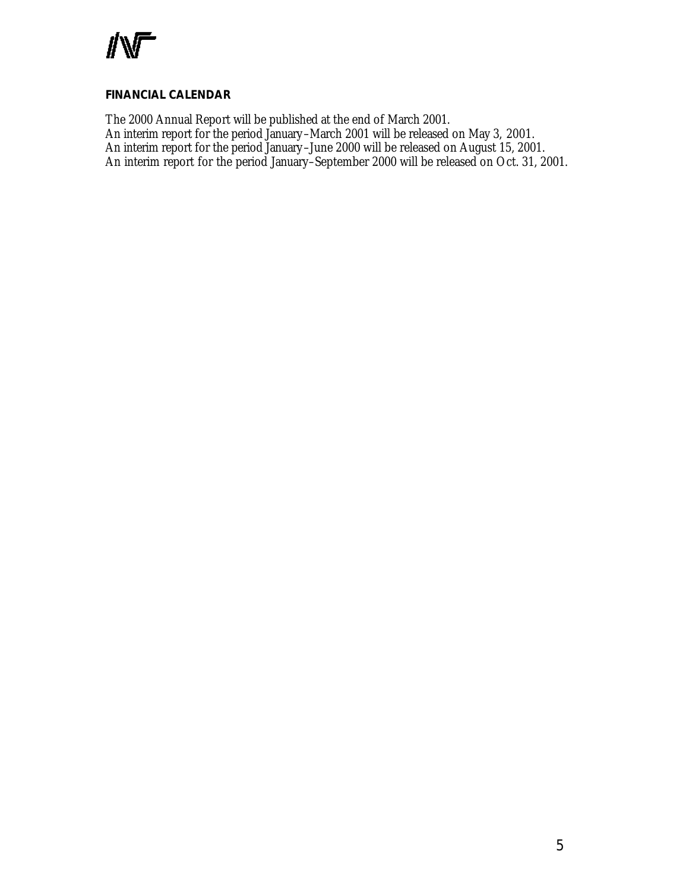**FINANCIAL CALENDAR**

The 2000 Annual Report will be published at the end of March 2001.
An interim report for the period January–March 2001 will be released on May 3, 2001.
An interim report for the period January–June 2000 will be released on August 15, 2001.
An interim report for the period January–September 2000 will be released on Oct. 31, 2001.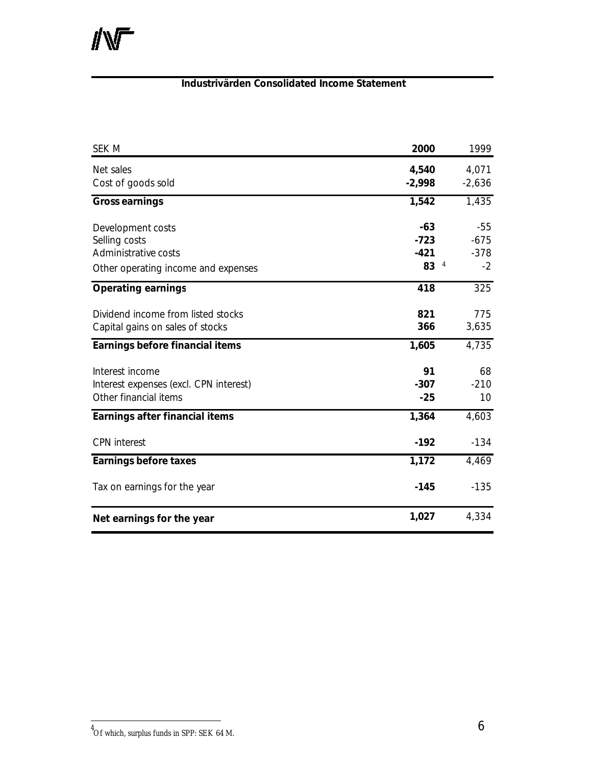## Industrivärden Consolidated Income Statement

| SEK M | **2000** | 1999 |
|---|---|---|
| Net sales | **4,540** | 4,071 |
| Cost of goods sold | **-2,998** | -2,636 |
| **Gross earnings** | **1,542** | 1,435 |
| Development costs | **-63** | -55 |
| Selling costs | **-723** | -675 |
| Administrative costs | **-421** | -378 |
| Other operating income and expenses | **83** [4] | -2 |
| **Operating earnings** | **418** | 325 |
| Dividend income from listed stocks | **821** | 775 |
| Capital gains on sales of stocks | **366** | 3,635 |
| **Earnings before financial items** | **1,605** | 4,735 |
| Interest income | **91** | 68 |
| Interest expenses (excl. CPN interest) | **-307** | -210 |
| Other financial items | **-25** | 10 |
| **Earnings after financial items** | **1,364** | 4,603 |
| CPN interest | **-192** | -134 |
| **Earnings before taxes** | **1,172** | 4,469 |
| Tax on earnings for the year | **-145** | -135 |
| **Net earnings for the year** | **1,027** | 4,334 |

[4] Of which, surplus funds in SPP: SEK 64 M.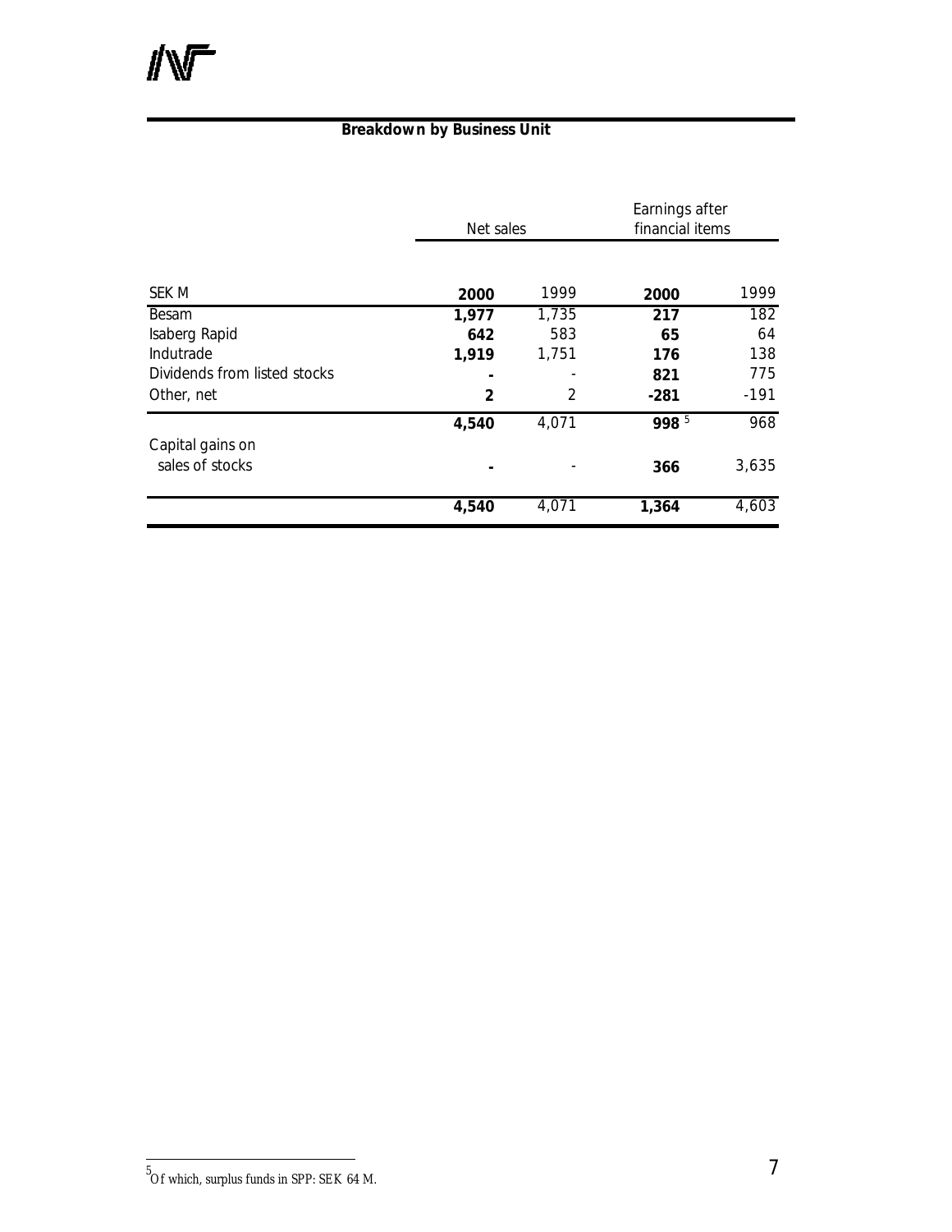## Breakdown by Business Unit

| SEK M | Net sales | | Earnings after financial items | |
|---|---|---|---|---|
| | **2000** | 1999 | **2000** | 1999 |
| Besam | **1,977** | 1,735 | **217** | 182 |
| Isaberg Rapid | **642** | 583 | **65** | 64 |
| Indutrade | **1,919** | 1,751 | **176** | 138 |
| Dividends from listed stocks | **-** | - | **821** | 775 |
| Other, net | **2** | 2 | **-281** | -191 |
| | **4,540** | 4,071 | **998** [5] | 968 |
| Capital gains on sales of stocks | **-** | - | **366** | 3,635 |
| | **4,540** | 4,071 | **1,364** | 4,603 |

[5] Of which, surplus funds in SPP: SEK 64 M.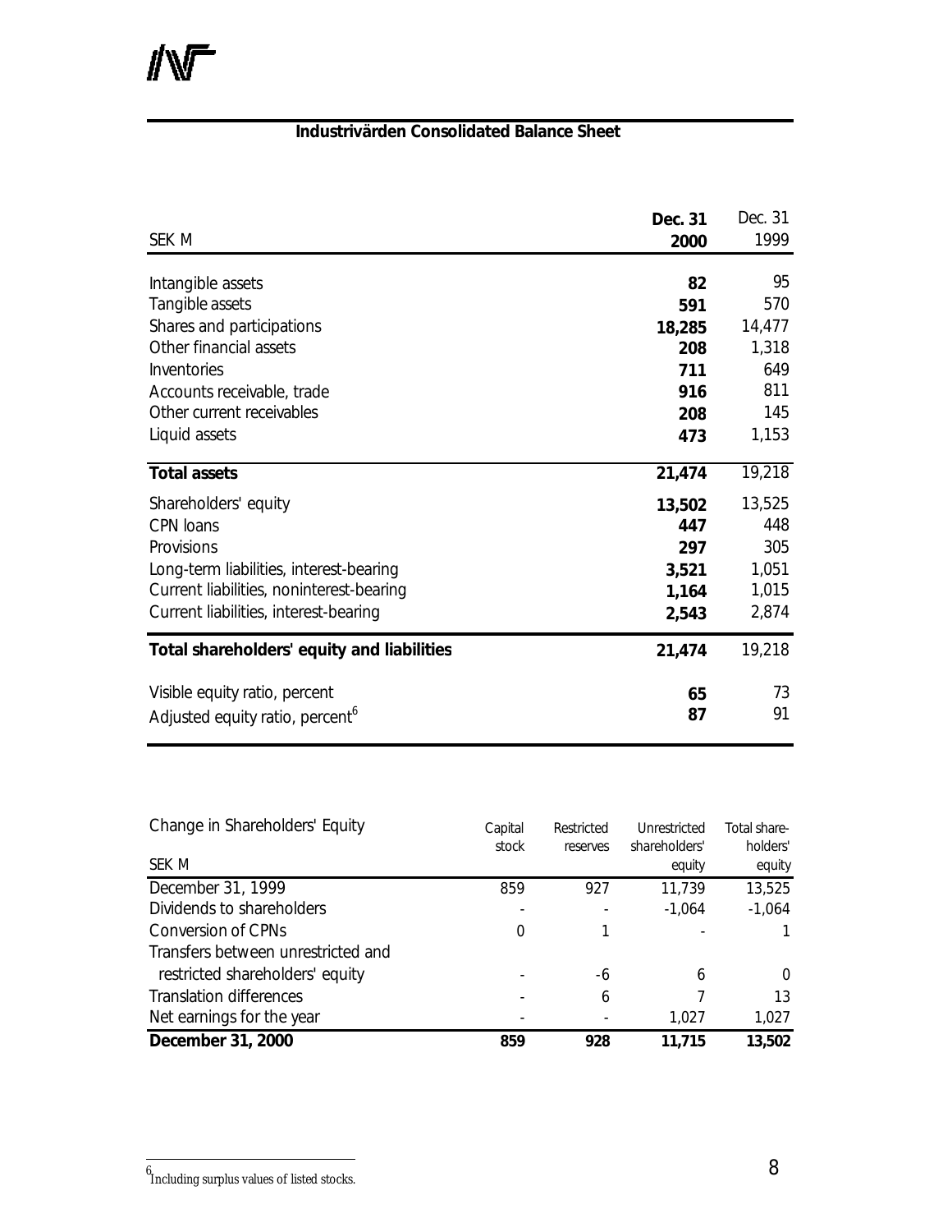## Industrivärden Consolidated Balance Sheet

| SEK M | Dec. 31 2000 | Dec. 31 1999 |
|---|---|---|
| Intangible assets | **82** | 95 |
| Tangible assets | **591** | 570 |
| Shares and participations | **18,285** | 14,477 |
| Other financial assets | **208** | 1,318 |
| Inventories | **711** | 649 |
| Accounts receivable, trade | **916** | 811 |
| Other current receivables | **208** | 145 |
| Liquid assets | **473** | 1,153 |
| **Total assets** | **21,474** | 19,218 |
| Shareholders' equity | **13,502** | 13,525 |
| CPN loans | **447** | 448 |
| Provisions | **297** | 305 |
| Long-term liabilities, interest-bearing | **3,521** | 1,051 |
| Current liabilities, noninterest-bearing | **1,164** | 1,015 |
| Current liabilities, interest-bearing | **2,543** | 2,874 |
| **Total shareholders' equity and liabilities** | **21,474** | 19,218 |
| Visible equity ratio, percent | **65** | 73 |
| Adjusted equity ratio, percent[6] | **87** | 91 |

| Change in Shareholders' Equity SEK M | Capital stock | Restricted reserves | Unrestricted shareholders' equity | Total share-holders' equity |
|---|---|---|---|---|
| December 31, 1999 | 859 | 927 | 11,739 | 13,525 |
| Dividends to shareholders | - | - | -1,064 | -1,064 |
| Conversion of CPNs | 0 | 1 | - | 1 |
| Transfers between unrestricted and restricted shareholders' equity | - | -6 | 6 | 0 |
| Translation differences | - | 6 | 7 | 13 |
| Net earnings for the year | - | - | 1,027 | 1,027 |
| **December 31, 2000** | **859** | **928** | **11,715** | **13,502** |

[6] Including surplus values of listed stocks.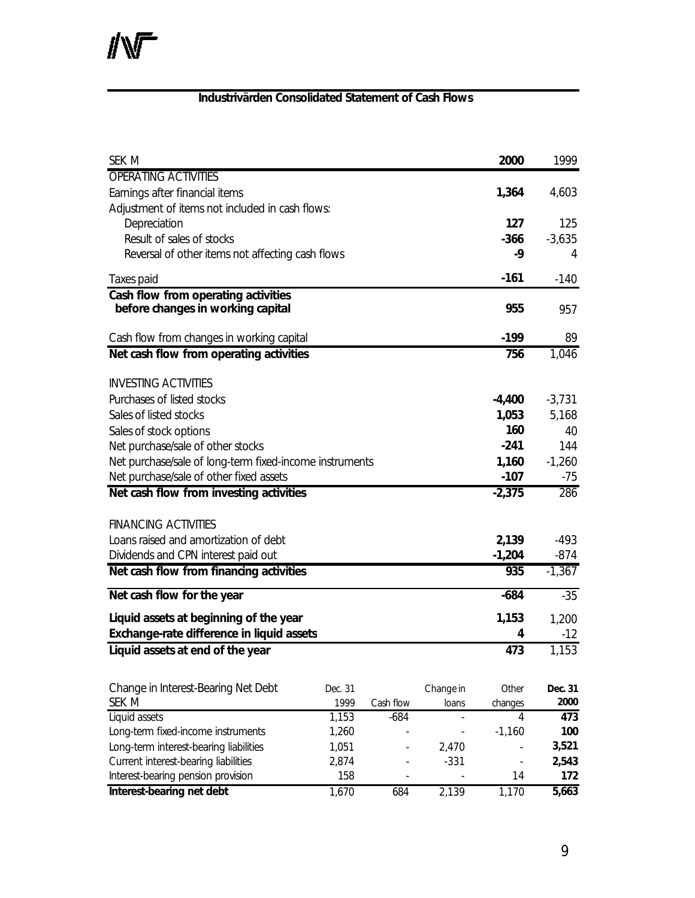## Industrivärden Consolidated Statement of Cash Flows

| SEK M | **2000** | 1999 |
|---|---|---|
| OPERATING ACTIVITIES | | |
| Earnings after financial items | **1,364** | 4,603 |
| Adjustment of items not included in cash flows: | | |
| Depreciation | **127** | 125 |
| Result of sales of stocks | **-366** | -3,635 |
| Reversal of other items not affecting cash flows | **-9** | 4 |
| Taxes paid | **-161** | -140 |
| **Cash flow from operating activities before changes in working capital** | **955** | 957 |
| Cash flow from changes in working capital | **-199** | 89 |
| **Net cash flow from operating activities** | **756** | 1,046 |
| INVESTING ACTIVITIES | | |
| Purchases of listed stocks | **-4,400** | -3,731 |
| Sales of listed stocks | **1,053** | 5,168 |
| Sales of stock options | **160** | 40 |
| Net purchase/sale of other stocks | **-241** | 144 |
| Net purchase/sale of long-term fixed-income instruments | **1,160** | -1,260 |
| Net purchase/sale of other fixed assets | **-107** | -75 |
| **Net cash flow from investing activities** | **-2,375** | 286 |
| FINANCING ACTIVITIES | | |
| Loans raised and amortization of debt | **2,139** | -493 |
| Dividends and CPN interest paid out | **-1,204** | -874 |
| **Net cash flow from financing activities** | **935** | -1,367 |
| **Net cash flow for the year** | **-684** | -35 |
| **Liquid assets at beginning of the year** | **1,153** | 1,200 |
| **Exchange-rate difference in liquid assets** | **4** | -12 |
| **Liquid assets at end of the year** | **473** | 1,153 |

| Change in Interest-Bearing Net Debt SEK M | Dec. 31 1999 | Cash flow | Change in loans | Other changes | **Dec. 31 2000** |
|---|---|---|---|---|---|
| Liquid assets | 1,153 | -684 | - | 4 | **473** |
| Long-term fixed-income instruments | 1,260 | - | - | -1,160 | **100** |
| Long-term interest-bearing liabilities | 1,051 | - | 2,470 | - | **3,521** |
| Current interest-bearing liabilities | 2,874 | - | -331 | - | **2,543** |
| Interest-bearing pension provision | 158 | - | - | 14 | **172** |
| **Interest-bearing net debt** | 1,670 | 684 | 2,139 | 1,170 | **5,663** |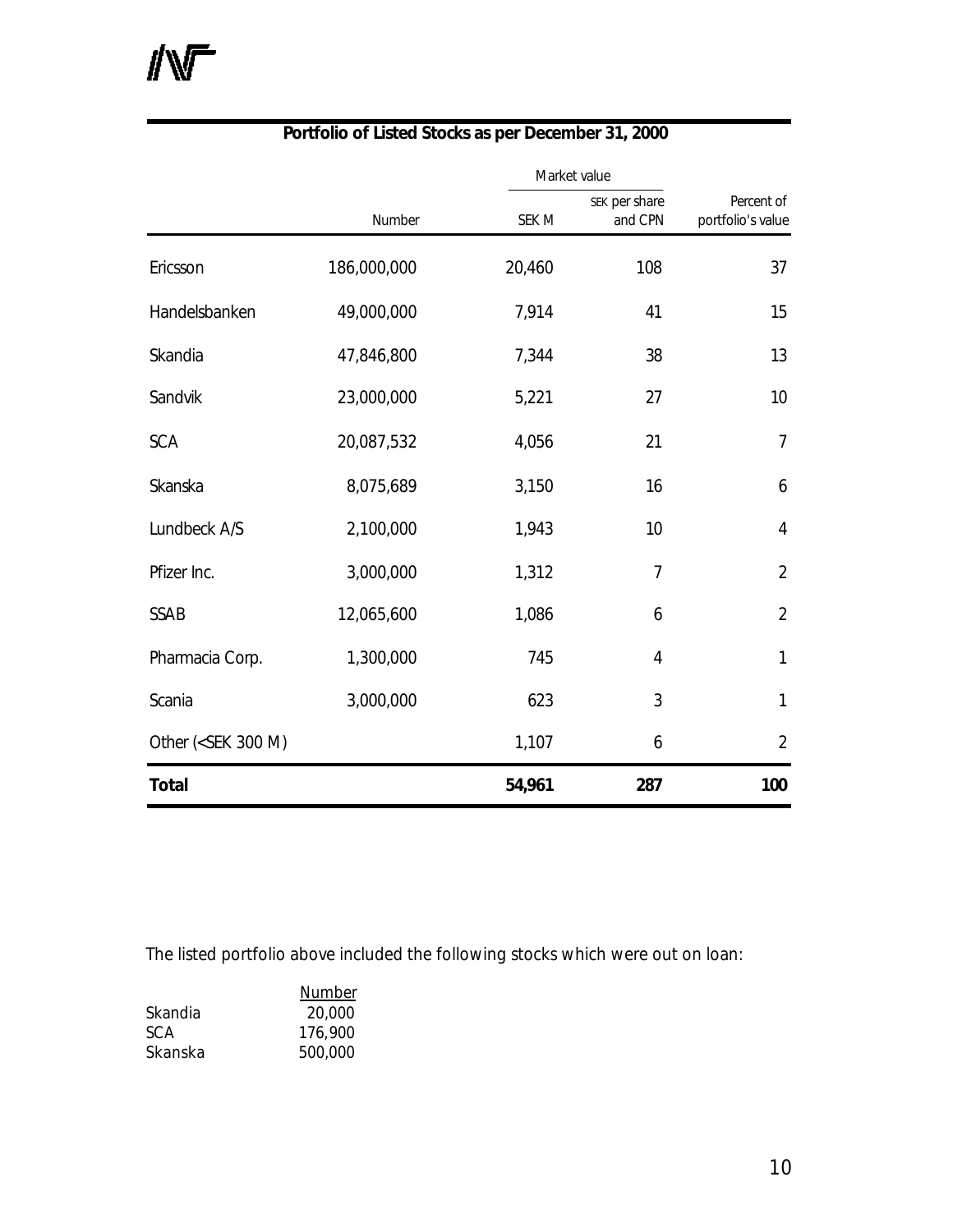## Portfolio of Listed Stocks as per December 31, 2000

| | Number | Market value | | Percent of portfolio's value |
|---|---|---|---|---|
| | | SEK M | SEK per share and CPN | |
| Ericsson | 186,000,000 | 20,460 | 108 | 37 |
| Handelsbanken | 49,000,000 | 7,914 | 41 | 15 |
| Skandia | 47,846,800 | 7,344 | 38 | 13 |
| Sandvik | 23,000,000 | 5,221 | 27 | 10 |
| SCA | 20,087,532 | 4,056 | 21 | 7 |
| Skanska | 8,075,689 | 3,150 | 16 | 6 |
| Lundbeck A/S | 2,100,000 | 1,943 | 10 | 4 |
| Pfizer Inc. | 3,000,000 | 1,312 | 7 | 2 |
| SSAB | 12,065,600 | 1,086 | 6 | 2 |
| Pharmacia Corp. | 1,300,000 | 745 | 4 | 1 |
| Scania | 3,000,000 | 623 | 3 | 1 |
| Other (<SEK 300 M) | | 1,107 | 6 | 2 |
| **Total** | | **54,961** | **287** | **100** |

The listed portfolio above included the following stocks which were out on loan:

| | Number |
|---|---|
| Skandia | 20,000 |
| SCA | 176,900 |
| Skanska | 500,000 |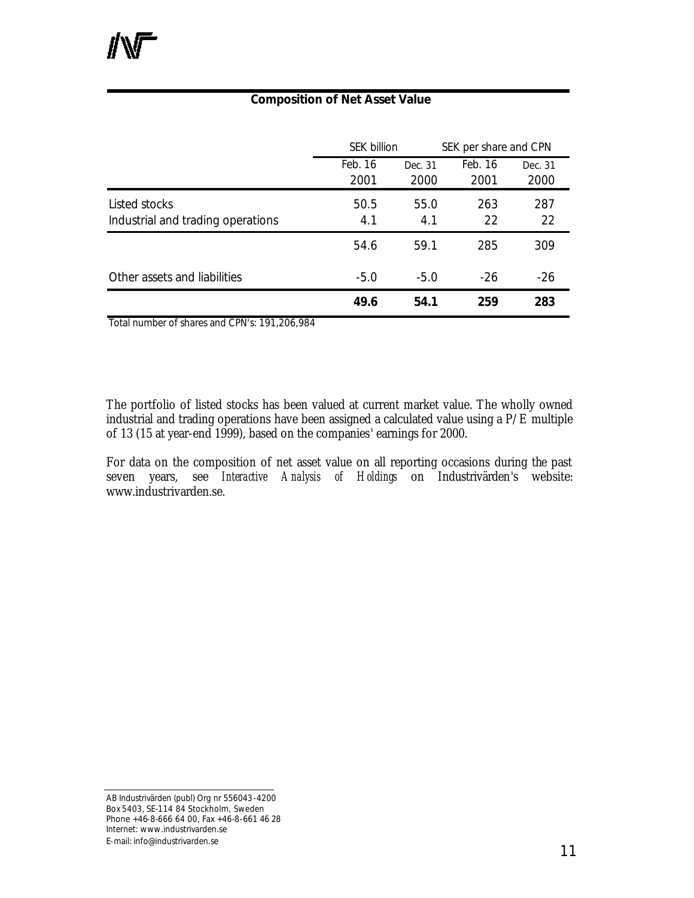## Composition of Net Asset Value

| | SEK billion | | SEK per share and CPN | |
|---|---|---|---|---|
| | Feb. 16 2001 | Dec. 31 2000 | Feb. 16 2001 | Dec. 31 2000 |
| Listed stocks | 50.5 | 55.0 | 263 | 287 |
| Industrial and trading operations | 4.1 | 4.1 | 22 | 22 |
| | 54.6 | 59.1 | 285 | 309 |
| Other assets and liabilities | -5.0 | -5.0 | -26 | -26 |
| | **49.6** | **54.1** | **259** | **283** |

Total number of shares and CPN's: 191,206,984

The portfolio of listed stocks has been valued at current market value. The wholly owned industrial and trading operations have been assigned a calculated value using a P/E multiple of 13 (15 at year-end 1999), based on the companies' earnings for 2000.

For data on the composition of net asset value on all reporting occasions during the past seven years, see *Interactive Analysis of Holdings* on Industrivärden's website: www.industrivarden.se.

AB Industrivärden (publ) Org nr 556043-4200
Box 5403, SE-114 84 Stockholm, Sweden
Phone +46-8-666 64 00, Fax +46-8-661 46 28
Internet: www.industrivarden.se
E-mail: info@industrivarden.se